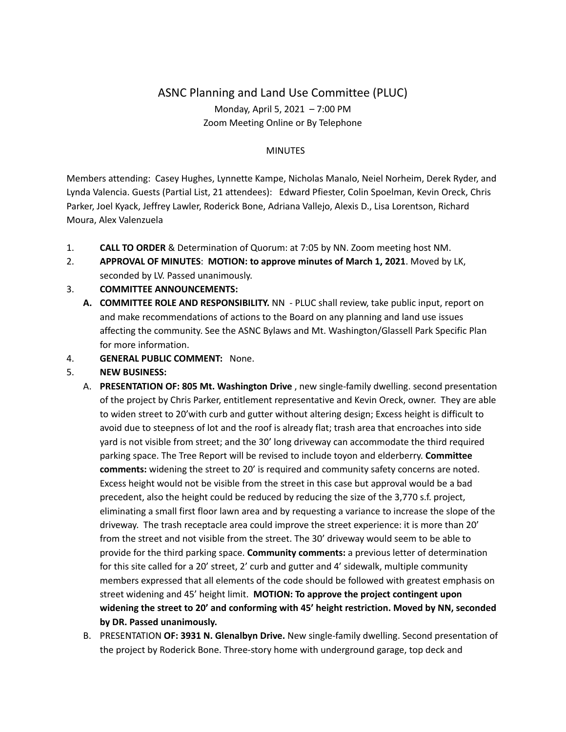# ASNC Planning and Land Use Committee (PLUC)

Monday, April 5, 2021 – 7:00 PM
Zoom Meeting Online or By Telephone

MINUTES

Members attending: Casey Hughes, Lynnette Kampe, Nicholas Manalo, Neiel Norheim, Derek Ryder, and Lynda Valencia. Guests (Partial List, 21 attendees): Edward Pfiester, Colin Spoelman, Kevin Oreck, Chris Parker, Joel Kyack, Jeffrey Lawler, Roderick Bone, Adriana Vallejo, Alexis D., Lisa Lorentson, Richard Moura, Alex Valenzuela

1. **CALL TO ORDER** & Determination of Quorum: at 7:05 by NN. Zoom meeting host NM.
2. **APPROVAL OF MINUTES**: **MOTION: to approve minutes of March 1, 2021**. Moved by LK, seconded by LV. Passed unanimously.
3. **COMMITTEE ANNOUNCEMENTS:**
   - **A. COMMITTEE ROLE AND RESPONSIBILITY.** NN - PLUC shall review, take public input, report on and make recommendations of actions to the Board on any planning and land use issues affecting the community. See the ASNC Bylaws and Mt. Washington/Glassell Park Specific Plan for more information.
4. **GENERAL PUBLIC COMMENT:** None.
5. **NEW BUSINESS:**
   - A. **PRESENTATION OF: 805 Mt. Washington Drive** , new single-family dwelling. second presentation of the project by Chris Parker, entitlement representative and Kevin Oreck, owner. They are able to widen street to 20'with curb and gutter without altering design; Excess height is difficult to avoid due to steepness of lot and the roof is already flat; trash area that encroaches into side yard is not visible from street; and the 30' long driveway can accommodate the third required parking space. The Tree Report will be revised to include toyon and elderberry. **Committee comments:** widening the street to 20' is required and community safety concerns are noted. Excess height would not be visible from the street in this case but approval would be a bad precedent, also the height could be reduced by reducing the size of the 3,770 s.f. project, eliminating a small first floor lawn area and by requesting a variance to increase the slope of the driveway. The trash receptacle area could improve the street experience: it is more than 20' from the street and not visible from the street. The 30' driveway would seem to be able to provide for the third parking space. **Community comments:** a previous letter of determination for this site called for a 20' street, 2' curb and gutter and 4' sidewalk, multiple community members expressed that all elements of the code should be followed with greatest emphasis on street widening and 45' height limit. **MOTION: To approve the project contingent upon widening the street to 20' and conforming with 45' height restriction. Moved by NN, seconded by DR. Passed unanimously.**
   - B. PRESENTATION **OF: 3931 N. Glenalbyn Drive.** New single-family dwelling. Second presentation of the project by Roderick Bone. Three-story home with underground garage, top deck and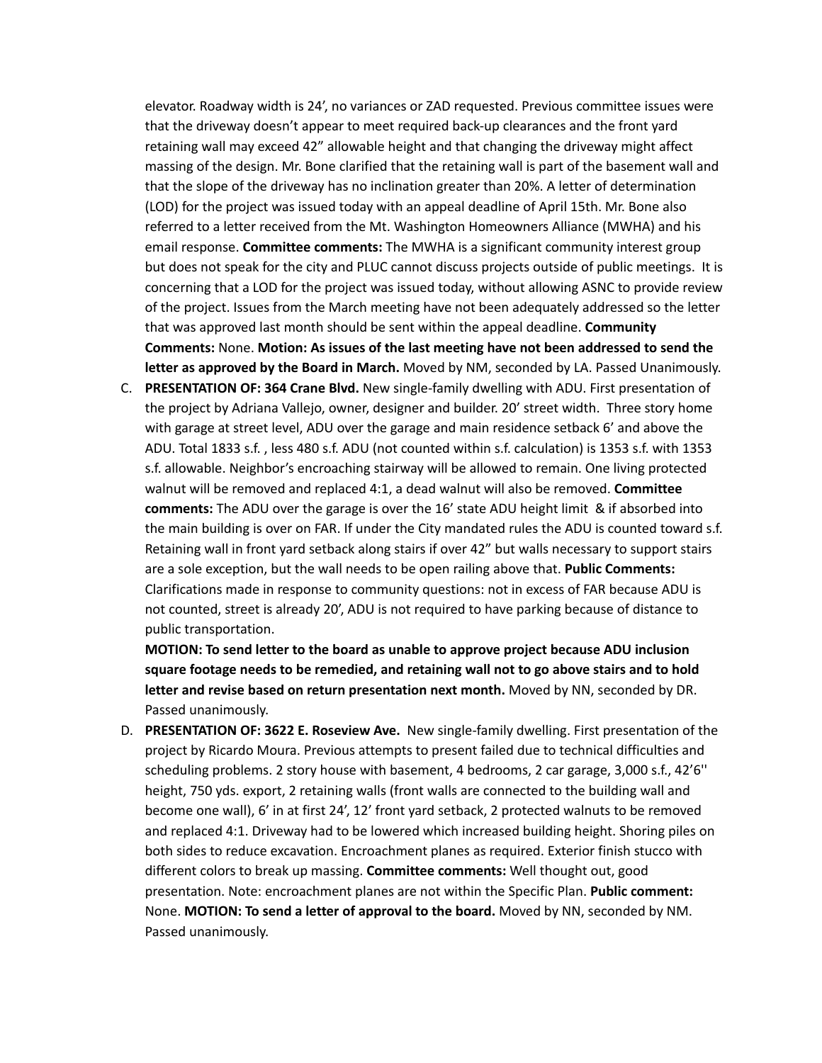elevator. Roadway width is 24', no variances or ZAD requested. Previous committee issues were that the driveway doesn't appear to meet required back-up clearances and the front yard retaining wall may exceed 42" allowable height and that changing the driveway might affect massing of the design. Mr. Bone clarified that the retaining wall is part of the basement wall and that the slope of the driveway has no inclination greater than 20%. A letter of determination (LOD) for the project was issued today with an appeal deadline of April 15th. Mr. Bone also referred to a letter received from the Mt. Washington Homeowners Alliance (MWHA) and his email response. **Committee comments:** The MWHA is a significant community interest group but does not speak for the city and PLUC cannot discuss projects outside of public meetings. It is concerning that a LOD for the project was issued today, without allowing ASNC to provide review of the project. Issues from the March meeting have not been adequately addressed so the letter that was approved last month should be sent within the appeal deadline. **Community Comments:** None. **Motion: As issues of the last meeting have not been addressed to send the letter as approved by the Board in March.** Moved by NM, seconded by LA. Passed Unanimously.

C. **PRESENTATION OF: 364 Crane Blvd.** New single-family dwelling with ADU. First presentation of the project by Adriana Vallejo, owner, designer and builder. 20' street width. Three story home with garage at street level, ADU over the garage and main residence setback 6' and above the ADU. Total 1833 s.f. , less 480 s.f. ADU (not counted within s.f. calculation) is 1353 s.f. with 1353 s.f. allowable. Neighbor's encroaching stairway will be allowed to remain. One living protected walnut will be removed and replaced 4:1, a dead walnut will also be removed. **Committee comments:** The ADU over the garage is over the 16' state ADU height limit & if absorbed into the main building is over on FAR. If under the City mandated rules the ADU is counted toward s.f. Retaining wall in front yard setback along stairs if over 42" but walls necessary to support stairs are a sole exception, but the wall needs to be open railing above that. **Public Comments:** Clarifications made in response to community questions: not in excess of FAR because ADU is not counted, street is already 20', ADU is not required to have parking because of distance to public transportation.

   **MOTION: To send letter to the board as unable to approve project because ADU inclusion square footage needs to be remedied, and retaining wall not to go above stairs and to hold letter and revise based on return presentation next month.** Moved by NN, seconded by DR. Passed unanimously.

D. **PRESENTATION OF: 3622 E. Roseview Ave.** New single-family dwelling. First presentation of the project by Ricardo Moura. Previous attempts to present failed due to technical difficulties and scheduling problems. 2 story house with basement, 4 bedrooms, 2 car garage, 3,000 s.f., 42'6'' height, 750 yds. export, 2 retaining walls (front walls are connected to the building wall and become one wall), 6' in at first 24', 12' front yard setback, 2 protected walnuts to be removed and replaced 4:1. Driveway had to be lowered which increased building height. Shoring piles on both sides to reduce excavation. Encroachment planes as required. Exterior finish stucco with different colors to break up massing. **Committee comments:** Well thought out, good presentation. Note: encroachment planes are not within the Specific Plan. **Public comment:** None. **MOTION: To send a letter of approval to the board.** Moved by NN, seconded by NM. Passed unanimously.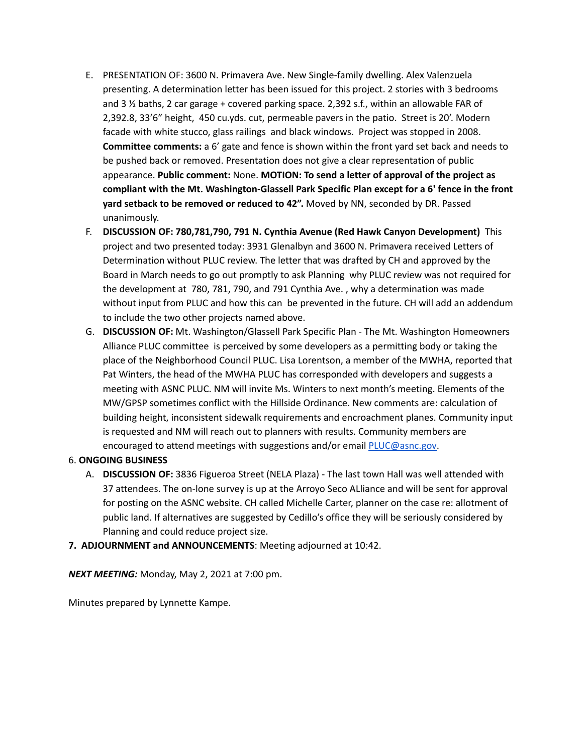E. PRESENTATION OF: 3600 N. Primavera Ave. New Single-family dwelling. Alex Valenzuela presenting. A determination letter has been issued for this project. 2 stories with 3 bedrooms and 3 ½ baths, 2 car garage + covered parking space. 2,392 s.f., within an allowable FAR of 2,392.8, 33'6" height, 450 cu.yds. cut, permeable pavers in the patio. Street is 20'. Modern facade with white stucco, glass railings and black windows. Project was stopped in 2008. **Committee comments:** a 6' gate and fence is shown within the front yard set back and needs to be pushed back or removed. Presentation does not give a clear representation of public appearance. **Public comment:** None. **MOTION: To send a letter of approval of the project as compliant with the Mt. Washington-Glassell Park Specific Plan except for a 6' fence in the front yard setback to be removed or reduced to 42".** Moved by NN, seconded by DR. Passed unanimously.

F. **DISCUSSION OF: 780,781,790, 791 N. Cynthia Avenue (Red Hawk Canyon Development)** This project and two presented today: 3931 Glenalbyn and 3600 N. Primavera received Letters of Determination without PLUC review. The letter that was drafted by CH and approved by the Board in March needs to go out promptly to ask Planning why PLUC review was not required for the development at 780, 781, 790, and 791 Cynthia Ave. , why a determination was made without input from PLUC and how this can be prevented in the future. CH will add an addendum to include the two other projects named above.

G. **DISCUSSION OF:** Mt. Washington/Glassell Park Specific Plan - The Mt. Washington Homeowners Alliance PLUC committee is perceived by some developers as a permitting body or taking the place of the Neighborhood Council PLUC. Lisa Lorentson, a member of the MWHA, reported that Pat Winters, the head of the MWHA PLUC has corresponded with developers and suggests a meeting with ASNC PLUC. NM will invite Ms. Winters to next month's meeting. Elements of the MW/GPSP sometimes conflict with the Hillside Ordinance. New comments are: calculation of building height, inconsistent sidewalk requirements and encroachment planes. Community input is requested and NM will reach out to planners with results. Community members are encouraged to attend meetings with suggestions and/or email PLUC@asnc.gov.

6. **ONGOING BUSINESS**

A. **DISCUSSION OF:** 3836 Figueroa Street (NELA Plaza) - The last town Hall was well attended with 37 attendees. The on-lone survey is up at the Arroyo Seco ALliance and will be sent for approval for posting on the ASNC website. CH called Michelle Carter, planner on the case re: allotment of public land. If alternatives are suggested by Cedillo's office they will be seriously considered by Planning and could reduce project size.

**7. ADJOURNMENT and ANNOUNCEMENTS**: Meeting adjourned at 10:42.

***NEXT MEETING:*** Monday, May 2, 2021 at 7:00 pm.

Minutes prepared by Lynnette Kampe.